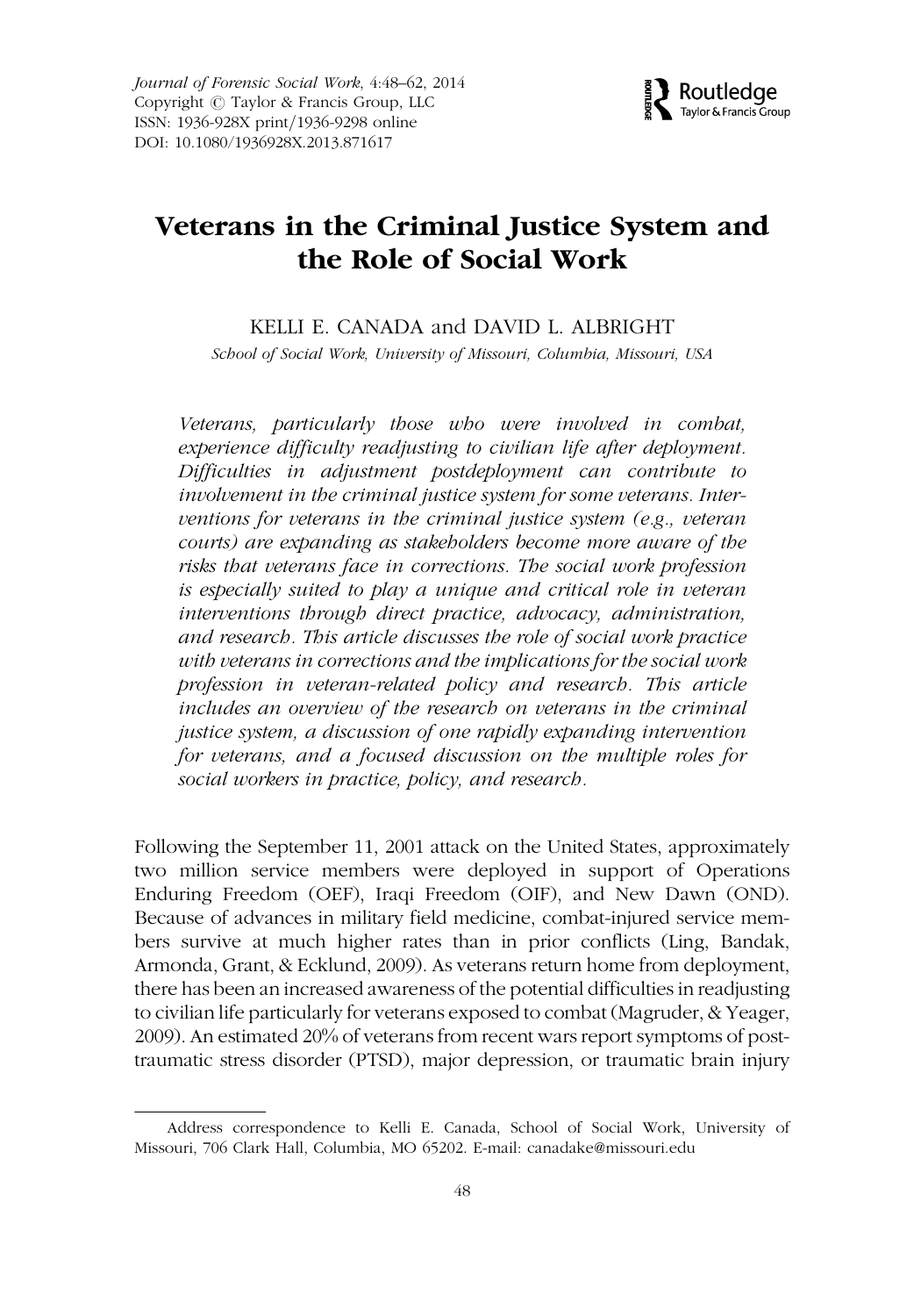# Veterans in the Criminal Justice System and the Role of Social Work

KELLI E. CANADA and DAVID L. ALBRIGHT

*School of Social Work, University of Missouri, Columbia, Missouri, USA*

*Veterans, particularly those who were involved in combat, experience difficulty readjusting to civilian life after deployment. Difficulties in adjustment postdeployment can contribute to involvement in the criminal justice system for some veterans. Interventions for veterans in the criminal justice system (e.g., veteran courts) are expanding as stakeholders become more aware of the risks that veterans face in corrections. The social work profession is especially suited to play a unique and critical role in veteran interventions through direct practice, advocacy, administration, and research. This article discusses the role of social work practice with veterans in corrections and the implications for the social work profession in veteran-related policy and research. This article includes an overview of the research on veterans in the criminal justice system, a discussion of one rapidly expanding intervention for veterans, and a focused discussion on the multiple roles for social workers in practice, policy, and research.*

Following the September 11, 2001 attack on the United States, approximately two million service members were deployed in support of Operations Enduring Freedom (OEF), Iraqi Freedom (OIF), and New Dawn (OND). Because of advances in military field medicine, combat-injured service members survive at much higher rates than in prior conflicts (Ling, Bandak, Armonda, Grant, & Ecklund, 2009). As veterans return home from deployment, there has been an increased awareness of the potential difficulties in readjusting to civilian life particularly for veterans exposed to combat (Magruder, & Yeager, 2009). An estimated 20% of veterans from recent wars report symptoms of post-traumatic stress disorder (PTSD), major depression, or traumatic brain injury

Address correspondence to Kelli E. Canada, School of Social Work, University of Missouri, 706 Clark Hall, Columbia, MO 65202. E-mail: canadake@missouri.edu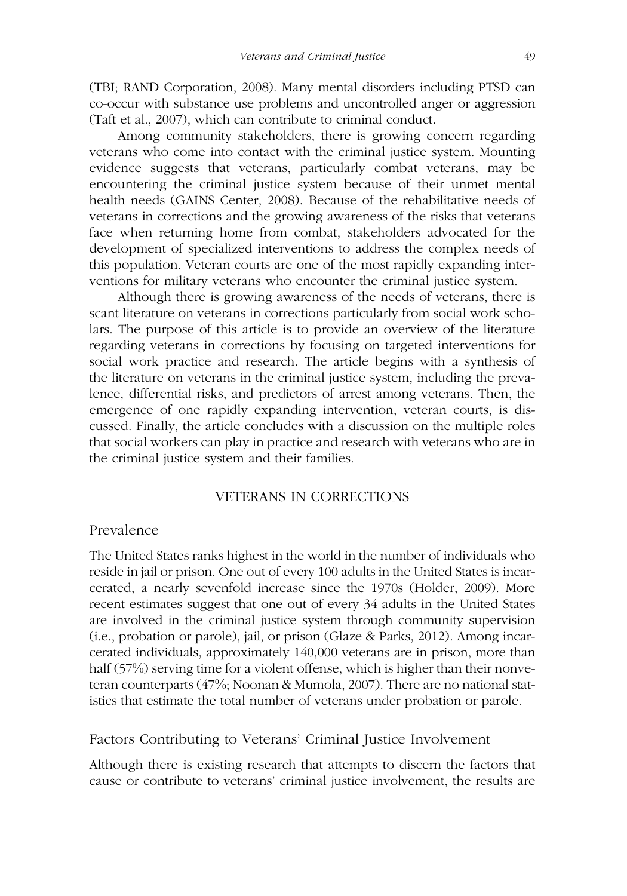(TBI; RAND Corporation, 2008). Many mental disorders including PTSD can co-occur with substance use problems and uncontrolled anger or aggression (Taft et al., 2007), which can contribute to criminal conduct.

Among community stakeholders, there is growing concern regarding veterans who come into contact with the criminal justice system. Mounting evidence suggests that veterans, particularly combat veterans, may be encountering the criminal justice system because of their unmet mental health needs (GAINS Center, 2008). Because of the rehabilitative needs of veterans in corrections and the growing awareness of the risks that veterans face when returning home from combat, stakeholders advocated for the development of specialized interventions to address the complex needs of this population. Veteran courts are one of the most rapidly expanding interventions for military veterans who encounter the criminal justice system.

Although there is growing awareness of the needs of veterans, there is scant literature on veterans in corrections particularly from social work scholars. The purpose of this article is to provide an overview of the literature regarding veterans in corrections by focusing on targeted interventions for social work practice and research. The article begins with a synthesis of the literature on veterans in the criminal justice system, including the prevalence, differential risks, and predictors of arrest among veterans. Then, the emergence of one rapidly expanding intervention, veteran courts, is discussed. Finally, the article concludes with a discussion on the multiple roles that social workers can play in practice and research with veterans who are in the criminal justice system and their families.

## VETERANS IN CORRECTIONS

### Prevalence

The United States ranks highest in the world in the number of individuals who reside in jail or prison. One out of every 100 adults in the United States is incarcerated, a nearly sevenfold increase since the 1970s (Holder, 2009). More recent estimates suggest that one out of every 34 adults in the United States are involved in the criminal justice system through community supervision (i.e., probation or parole), jail, or prison (Glaze & Parks, 2012). Among incarcerated individuals, approximately 140,000 veterans are in prison, more than half (57%) serving time for a violent offense, which is higher than their nonveteran counterparts (47%; Noonan & Mumola, 2007). There are no national statistics that estimate the total number of veterans under probation or parole.

### Factors Contributing to Veterans' Criminal Justice Involvement

Although there is existing research that attempts to discern the factors that cause or contribute to veterans' criminal justice involvement, the results are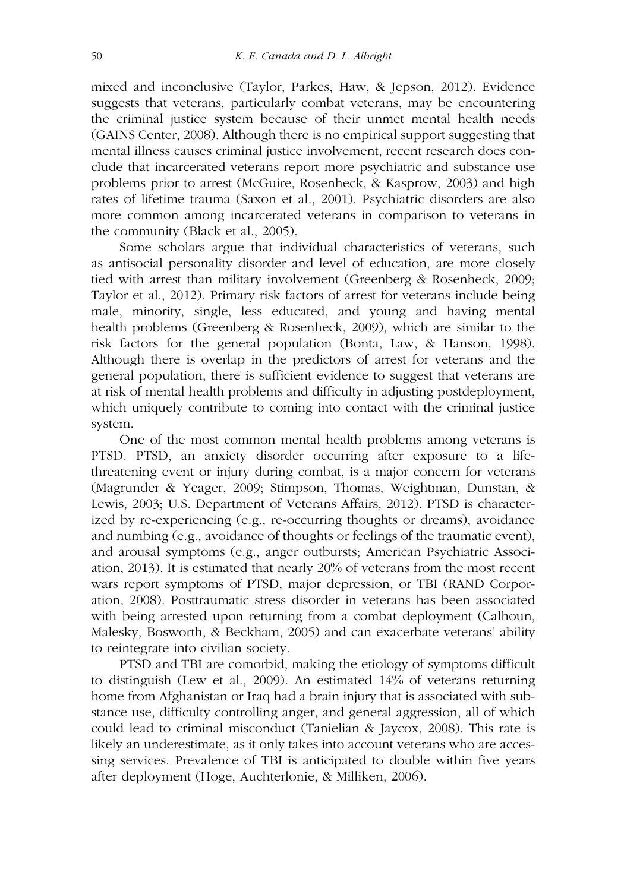mixed and inconclusive (Taylor, Parkes, Haw, & Jepson, 2012). Evidence suggests that veterans, particularly combat veterans, may be encountering the criminal justice system because of their unmet mental health needs (GAINS Center, 2008). Although there is no empirical support suggesting that mental illness causes criminal justice involvement, recent research does conclude that incarcerated veterans report more psychiatric and substance use problems prior to arrest (McGuire, Rosenheck, & Kasprow, 2003) and high rates of lifetime trauma (Saxon et al., 2001). Psychiatric disorders are also more common among incarcerated veterans in comparison to veterans in the community (Black et al., 2005).

Some scholars argue that individual characteristics of veterans, such as antisocial personality disorder and level of education, are more closely tied with arrest than military involvement (Greenberg & Rosenheck, 2009; Taylor et al., 2012). Primary risk factors of arrest for veterans include being male, minority, single, less educated, and young and having mental health problems (Greenberg & Rosenheck, 2009), which are similar to the risk factors for the general population (Bonta, Law, & Hanson, 1998). Although there is overlap in the predictors of arrest for veterans and the general population, there is sufficient evidence to suggest that veterans are at risk of mental health problems and difficulty in adjusting postdeployment, which uniquely contribute to coming into contact with the criminal justice system.

One of the most common mental health problems among veterans is PTSD. PTSD, an anxiety disorder occurring after exposure to a life-threatening event or injury during combat, is a major concern for veterans (Magrunder & Yeager, 2009; Stimpson, Thomas, Weightman, Dunstan, & Lewis, 2003; U.S. Department of Veterans Affairs, 2012). PTSD is characterized by re-experiencing (e.g., re-occurring thoughts or dreams), avoidance and numbing (e.g., avoidance of thoughts or feelings of the traumatic event), and arousal symptoms (e.g., anger outbursts; American Psychiatric Association, 2013). It is estimated that nearly 20% of veterans from the most recent wars report symptoms of PTSD, major depression, or TBI (RAND Corporation, 2008). Posttraumatic stress disorder in veterans has been associated with being arrested upon returning from a combat deployment (Calhoun, Malesky, Bosworth, & Beckham, 2005) and can exacerbate veterans' ability to reintegrate into civilian society.

PTSD and TBI are comorbid, making the etiology of symptoms difficult to distinguish (Lew et al., 2009). An estimated 14% of veterans returning home from Afghanistan or Iraq had a brain injury that is associated with substance use, difficulty controlling anger, and general aggression, all of which could lead to criminal misconduct (Tanielian & Jaycox, 2008). This rate is likely an underestimate, as it only takes into account veterans who are accessing services. Prevalence of TBI is anticipated to double within five years after deployment (Hoge, Auchterlonie, & Milliken, 2006).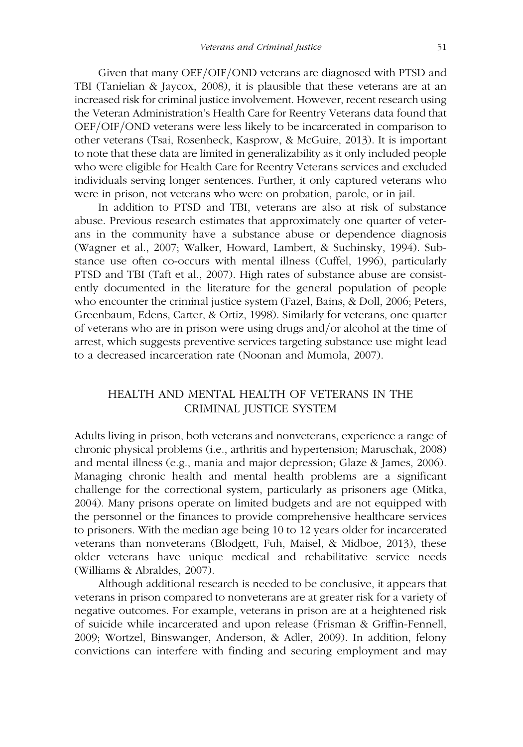Given that many OEF/OIF/OND veterans are diagnosed with PTSD and TBI (Tanielian & Jaycox, 2008), it is plausible that these veterans are at an increased risk for criminal justice involvement. However, recent research using the Veteran Administration's Health Care for Reentry Veterans data found that OEF/OIF/OND veterans were less likely to be incarcerated in comparison to other veterans (Tsai, Rosenheck, Kasprow, & McGuire, 2013). It is important to note that these data are limited in generalizability as it only included people who were eligible for Health Care for Reentry Veterans services and excluded individuals serving longer sentences. Further, it only captured veterans who were in prison, not veterans who were on probation, parole, or in jail.

In addition to PTSD and TBI, veterans are also at risk of substance abuse. Previous research estimates that approximately one quarter of veterans in the community have a substance abuse or dependence diagnosis (Wagner et al., 2007; Walker, Howard, Lambert, & Suchinsky, 1994). Substance use often co-occurs with mental illness (Cuffel, 1996), particularly PTSD and TBI (Taft et al., 2007). High rates of substance abuse are consistently documented in the literature for the general population of people who encounter the criminal justice system (Fazel, Bains, & Doll, 2006; Peters, Greenbaum, Edens, Carter, & Ortiz, 1998). Similarly for veterans, one quarter of veterans who are in prison were using drugs and/or alcohol at the time of arrest, which suggests preventive services targeting substance use might lead to a decreased incarceration rate (Noonan and Mumola, 2007).

## HEALTH AND MENTAL HEALTH OF VETERANS IN THE CRIMINAL JUSTICE SYSTEM

Adults living in prison, both veterans and nonveterans, experience a range of chronic physical problems (i.e., arthritis and hypertension; Maruschak, 2008) and mental illness (e.g., mania and major depression; Glaze & James, 2006). Managing chronic health and mental health problems are a significant challenge for the correctional system, particularly as prisoners age (Mitka, 2004). Many prisons operate on limited budgets and are not equipped with the personnel or the finances to provide comprehensive healthcare services to prisoners. With the median age being 10 to 12 years older for incarcerated veterans than nonveterans (Blodgett, Fuh, Maisel, & Midboe, 2013), these older veterans have unique medical and rehabilitative service needs (Williams & Abraldes, 2007).

Although additional research is needed to be conclusive, it appears that veterans in prison compared to nonveterans are at greater risk for a variety of negative outcomes. For example, veterans in prison are at a heightened risk of suicide while incarcerated and upon release (Frisman & Griffin-Fennell, 2009; Wortzel, Binswanger, Anderson, & Adler, 2009). In addition, felony convictions can interfere with finding and securing employment and may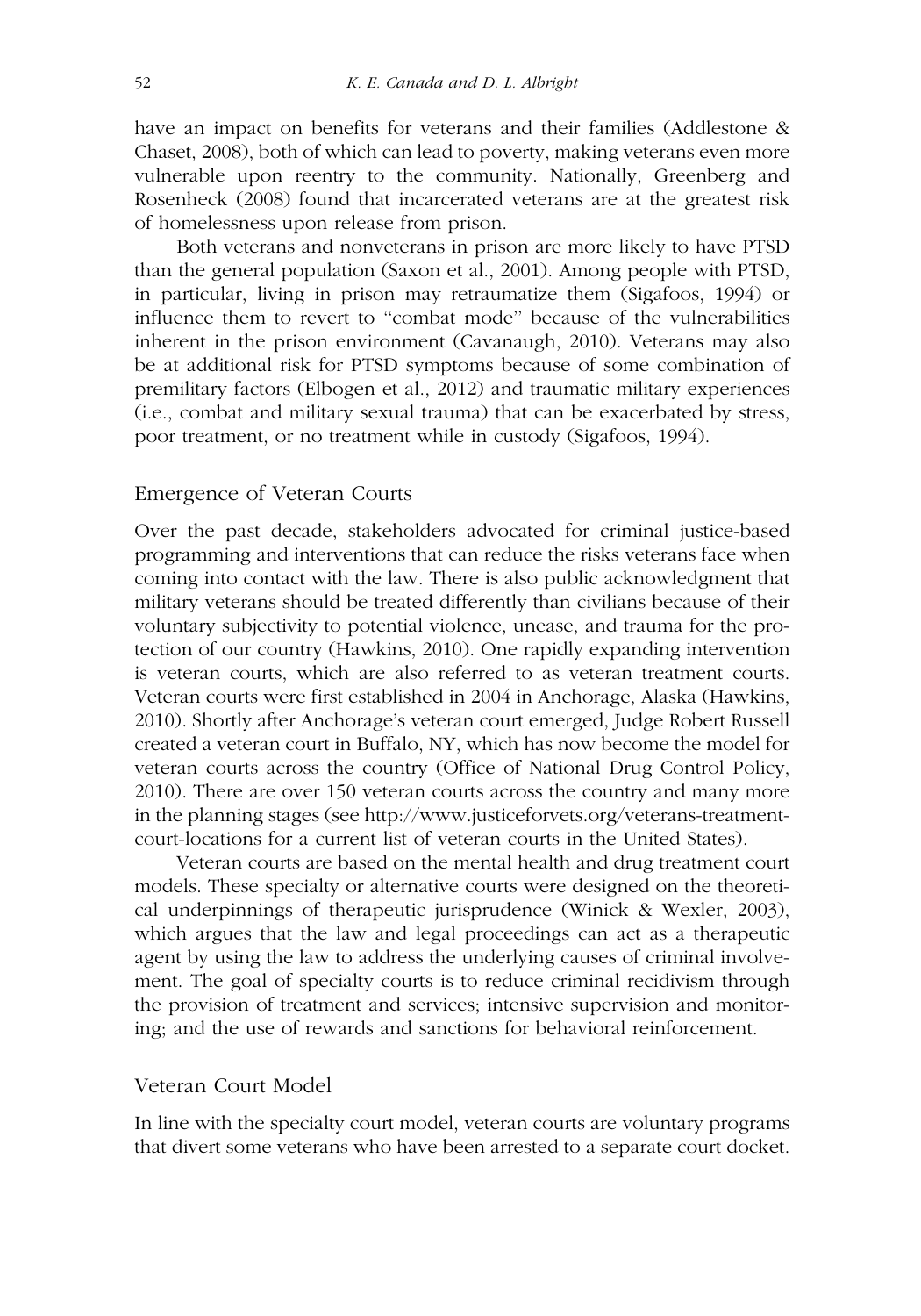have an impact on benefits for veterans and their families (Addlestone & Chaset, 2008), both of which can lead to poverty, making veterans even more vulnerable upon reentry to the community. Nationally, Greenberg and Rosenheck (2008) found that incarcerated veterans are at the greatest risk of homelessness upon release from prison.

Both veterans and nonveterans in prison are more likely to have PTSD than the general population (Saxon et al., 2001). Among people with PTSD, in particular, living in prison may retraumatize them (Sigafoos, 1994) or influence them to revert to "combat mode" because of the vulnerabilities inherent in the prison environment (Cavanaugh, 2010). Veterans may also be at additional risk for PTSD symptoms because of some combination of premilitary factors (Elbogen et al., 2012) and traumatic military experiences (i.e., combat and military sexual trauma) that can be exacerbated by stress, poor treatment, or no treatment while in custody (Sigafoos, 1994).

## Emergence of Veteran Courts

Over the past decade, stakeholders advocated for criminal justice-based programming and interventions that can reduce the risks veterans face when coming into contact with the law. There is also public acknowledgment that military veterans should be treated differently than civilians because of their voluntary subjectivity to potential violence, unease, and trauma for the protection of our country (Hawkins, 2010). One rapidly expanding intervention is veteran courts, which are also referred to as veteran treatment courts. Veteran courts were first established in 2004 in Anchorage, Alaska (Hawkins, 2010). Shortly after Anchorage's veteran court emerged, Judge Robert Russell created a veteran court in Buffalo, NY, which has now become the model for veteran courts across the country (Office of National Drug Control Policy, 2010). There are over 150 veteran courts across the country and many more in the planning stages (see http://www.justiceforvets.org/veterans-treatment-court-locations for a current list of veteran courts in the United States).

Veteran courts are based on the mental health and drug treatment court models. These specialty or alternative courts were designed on the theoretical underpinnings of therapeutic jurisprudence (Winick & Wexler, 2003), which argues that the law and legal proceedings can act as a therapeutic agent by using the law to address the underlying causes of criminal involvement. The goal of specialty courts is to reduce criminal recidivism through the provision of treatment and services; intensive supervision and monitoring; and the use of rewards and sanctions for behavioral reinforcement.

## Veteran Court Model

In line with the specialty court model, veteran courts are voluntary programs that divert some veterans who have been arrested to a separate court docket.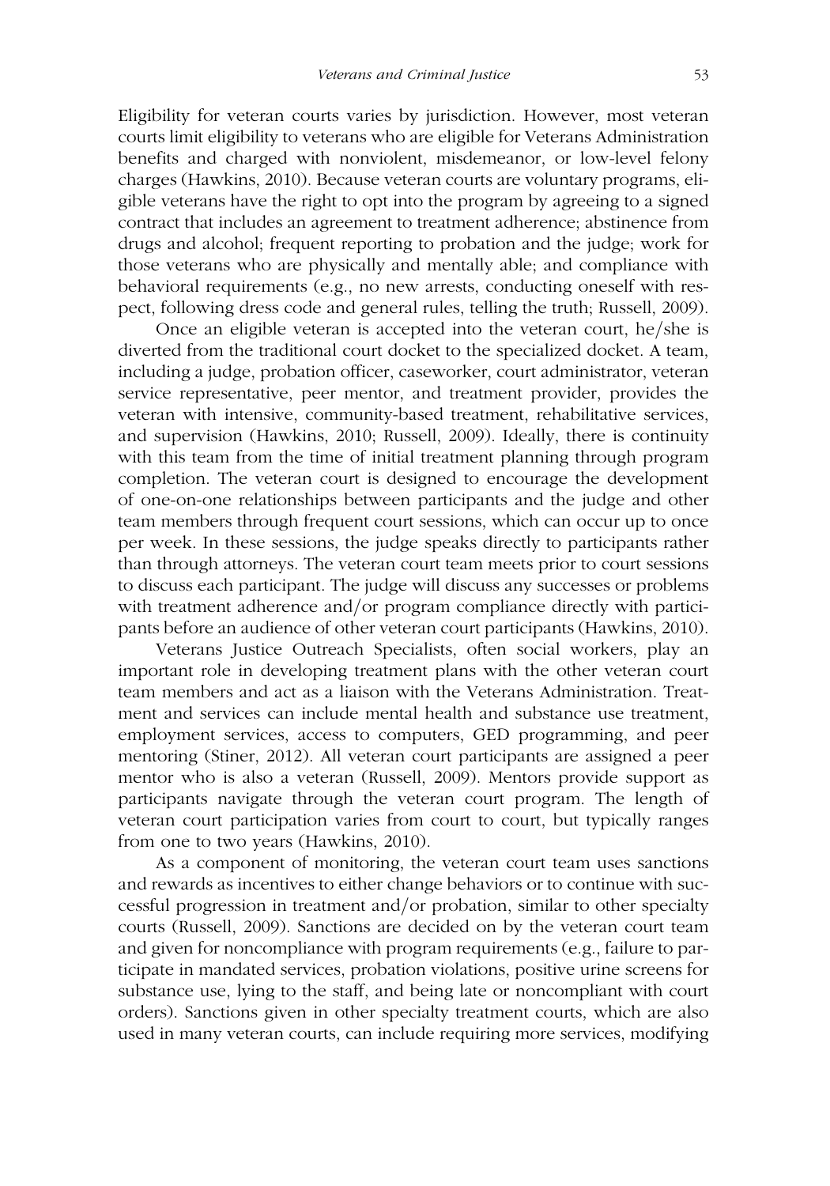Eligibility for veteran courts varies by jurisdiction. However, most veteran courts limit eligibility to veterans who are eligible for Veterans Administration benefits and charged with nonviolent, misdemeanor, or low-level felony charges (Hawkins, 2010). Because veteran courts are voluntary programs, eligible veterans have the right to opt into the program by agreeing to a signed contract that includes an agreement to treatment adherence; abstinence from drugs and alcohol; frequent reporting to probation and the judge; work for those veterans who are physically and mentally able; and compliance with behavioral requirements (e.g., no new arrests, conducting oneself with respect, following dress code and general rules, telling the truth; Russell, 2009).

Once an eligible veteran is accepted into the veteran court, he/she is diverted from the traditional court docket to the specialized docket. A team, including a judge, probation officer, caseworker, court administrator, veteran service representative, peer mentor, and treatment provider, provides the veteran with intensive, community-based treatment, rehabilitative services, and supervision (Hawkins, 2010; Russell, 2009). Ideally, there is continuity with this team from the time of initial treatment planning through program completion. The veteran court is designed to encourage the development of one-on-one relationships between participants and the judge and other team members through frequent court sessions, which can occur up to once per week. In these sessions, the judge speaks directly to participants rather than through attorneys. The veteran court team meets prior to court sessions to discuss each participant. The judge will discuss any successes or problems with treatment adherence and/or program compliance directly with participants before an audience of other veteran court participants (Hawkins, 2010).

Veterans Justice Outreach Specialists, often social workers, play an important role in developing treatment plans with the other veteran court team members and act as a liaison with the Veterans Administration. Treatment and services can include mental health and substance use treatment, employment services, access to computers, GED programming, and peer mentoring (Stiner, 2012). All veteran court participants are assigned a peer mentor who is also a veteran (Russell, 2009). Mentors provide support as participants navigate through the veteran court program. The length of veteran court participation varies from court to court, but typically ranges from one to two years (Hawkins, 2010).

As a component of monitoring, the veteran court team uses sanctions and rewards as incentives to either change behaviors or to continue with successful progression in treatment and/or probation, similar to other specialty courts (Russell, 2009). Sanctions are decided on by the veteran court team and given for noncompliance with program requirements (e.g., failure to participate in mandated services, probation violations, positive urine screens for substance use, lying to the staff, and being late or noncompliant with court orders). Sanctions given in other specialty treatment courts, which are also used in many veteran courts, can include requiring more services, modifying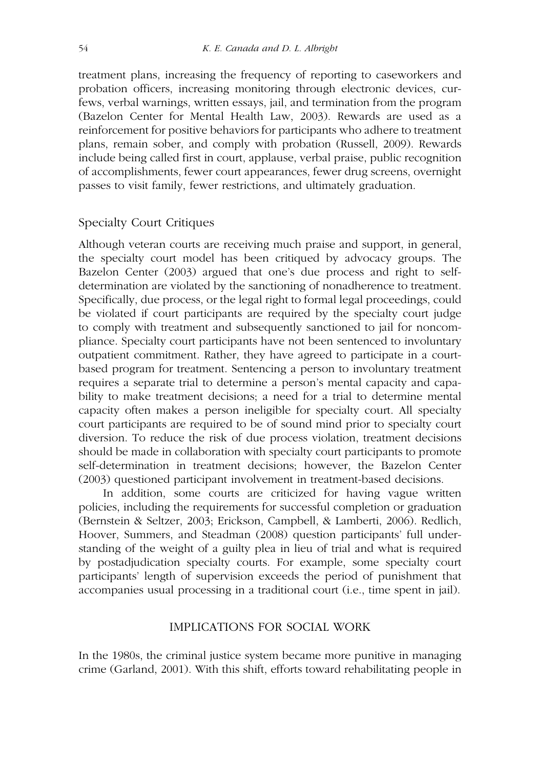treatment plans, increasing the frequency of reporting to caseworkers and probation officers, increasing monitoring through electronic devices, curfews, verbal warnings, written essays, jail, and termination from the program (Bazelon Center for Mental Health Law, 2003). Rewards are used as a reinforcement for positive behaviors for participants who adhere to treatment plans, remain sober, and comply with probation (Russell, 2009). Rewards include being called first in court, applause, verbal praise, public recognition of accomplishments, fewer court appearances, fewer drug screens, overnight passes to visit family, fewer restrictions, and ultimately graduation.

### Specialty Court Critiques

Although veteran courts are receiving much praise and support, in general, the specialty court model has been critiqued by advocacy groups. The Bazelon Center (2003) argued that one's due process and right to self-determination are violated by the sanctioning of nonadherence to treatment. Specifically, due process, or the legal right to formal legal proceedings, could be violated if court participants are required by the specialty court judge to comply with treatment and subsequently sanctioned to jail for noncompliance. Specialty court participants have not been sentenced to involuntary outpatient commitment. Rather, they have agreed to participate in a court-based program for treatment. Sentencing a person to involuntary treatment requires a separate trial to determine a person's mental capacity and capability to make treatment decisions; a need for a trial to determine mental capacity often makes a person ineligible for specialty court. All specialty court participants are required to be of sound mind prior to specialty court diversion. To reduce the risk of due process violation, treatment decisions should be made in collaboration with specialty court participants to promote self-determination in treatment decisions; however, the Bazelon Center (2003) questioned participant involvement in treatment-based decisions.

In addition, some courts are criticized for having vague written policies, including the requirements for successful completion or graduation (Bernstein & Seltzer, 2003; Erickson, Campbell, & Lamberti, 2006). Redlich, Hoover, Summers, and Steadman (2008) question participants' full understanding of the weight of a guilty plea in lieu of trial and what is required by postadjudication specialty courts. For example, some specialty court participants' length of supervision exceeds the period of punishment that accompanies usual processing in a traditional court (i.e., time spent in jail).

## IMPLICATIONS FOR SOCIAL WORK

In the 1980s, the criminal justice system became more punitive in managing crime (Garland, 2001). With this shift, efforts toward rehabilitating people in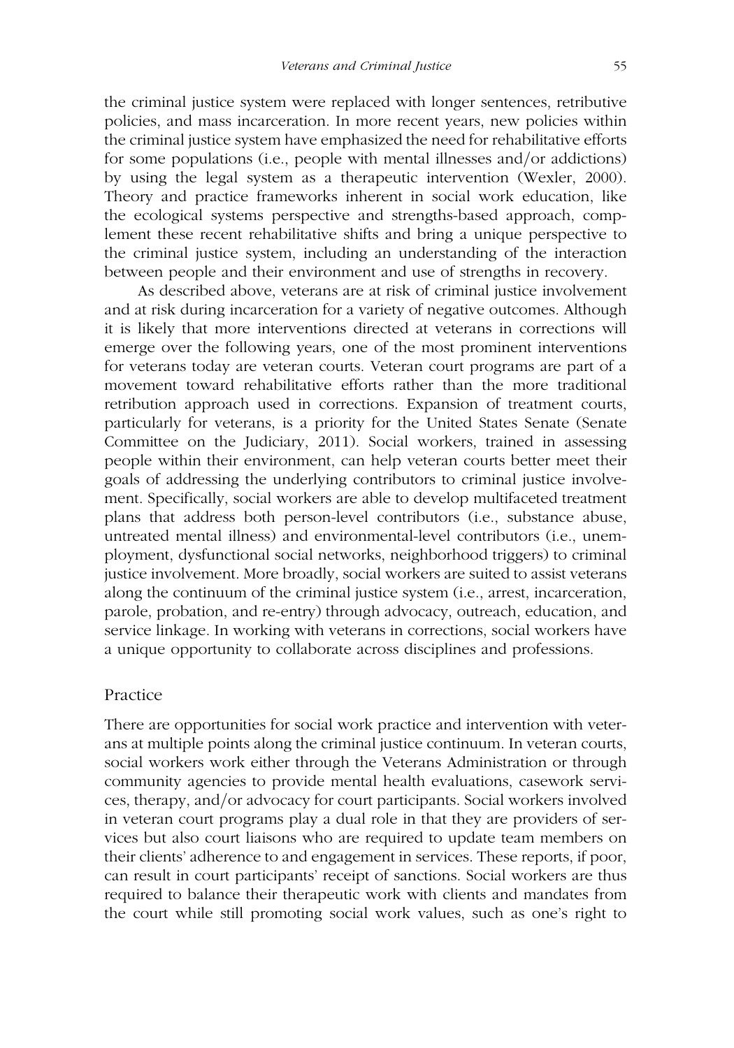the criminal justice system were replaced with longer sentences, retributive policies, and mass incarceration. In more recent years, new policies within the criminal justice system have emphasized the need for rehabilitative efforts for some populations (i.e., people with mental illnesses and/or addictions) by using the legal system as a therapeutic intervention (Wexler, 2000). Theory and practice frameworks inherent in social work education, like the ecological systems perspective and strengths-based approach, complement these recent rehabilitative shifts and bring a unique perspective to the criminal justice system, including an understanding of the interaction between people and their environment and use of strengths in recovery.

As described above, veterans are at risk of criminal justice involvement and at risk during incarceration for a variety of negative outcomes. Although it is likely that more interventions directed at veterans in corrections will emerge over the following years, one of the most prominent interventions for veterans today are veteran courts. Veteran court programs are part of a movement toward rehabilitative efforts rather than the more traditional retribution approach used in corrections. Expansion of treatment courts, particularly for veterans, is a priority for the United States Senate (Senate Committee on the Judiciary, 2011). Social workers, trained in assessing people within their environment, can help veteran courts better meet their goals of addressing the underlying contributors to criminal justice involvement. Specifically, social workers are able to develop multifaceted treatment plans that address both person-level contributors (i.e., substance abuse, untreated mental illness) and environmental-level contributors (i.e., unemployment, dysfunctional social networks, neighborhood triggers) to criminal justice involvement. More broadly, social workers are suited to assist veterans along the continuum of the criminal justice system (i.e., arrest, incarceration, parole, probation, and re-entry) through advocacy, outreach, education, and service linkage. In working with veterans in corrections, social workers have a unique opportunity to collaborate across disciplines and professions.

## Practice

There are opportunities for social work practice and intervention with veterans at multiple points along the criminal justice continuum. In veteran courts, social workers work either through the Veterans Administration or through community agencies to provide mental health evaluations, casework services, therapy, and/or advocacy for court participants. Social workers involved in veteran court programs play a dual role in that they are providers of services but also court liaisons who are required to update team members on their clients' adherence to and engagement in services. These reports, if poor, can result in court participants' receipt of sanctions. Social workers are thus required to balance their therapeutic work with clients and mandates from the court while still promoting social work values, such as one's right to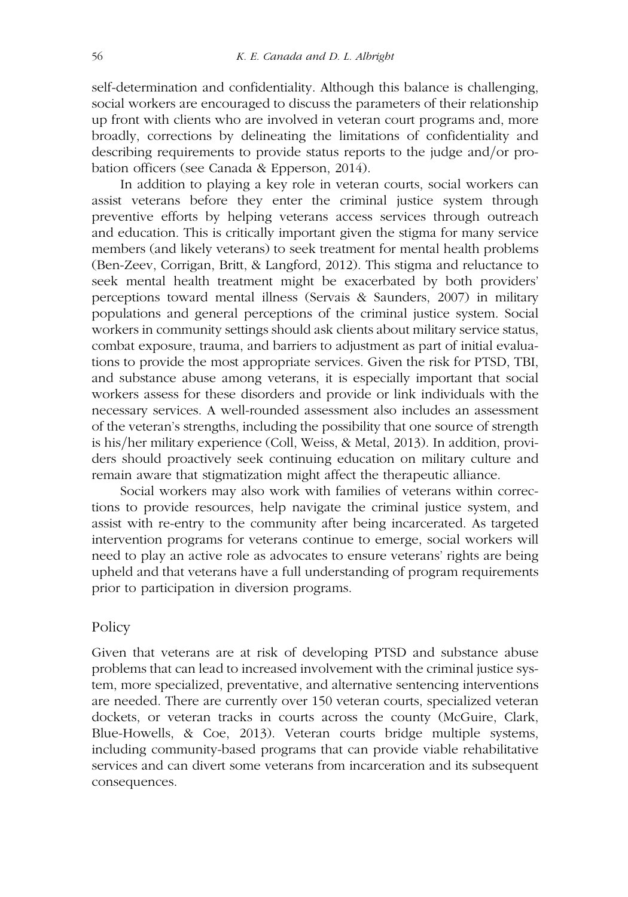self-determination and confidentiality. Although this balance is challenging, social workers are encouraged to discuss the parameters of their relationship up front with clients who are involved in veteran court programs and, more broadly, corrections by delineating the limitations of confidentiality and describing requirements to provide status reports to the judge and/or probation officers (see Canada & Epperson, 2014).

In addition to playing a key role in veteran courts, social workers can assist veterans before they enter the criminal justice system through preventive efforts by helping veterans access services through outreach and education. This is critically important given the stigma for many service members (and likely veterans) to seek treatment for mental health problems (Ben-Zeev, Corrigan, Britt, & Langford, 2012). This stigma and reluctance to seek mental health treatment might be exacerbated by both providers' perceptions toward mental illness (Servais & Saunders, 2007) in military populations and general perceptions of the criminal justice system. Social workers in community settings should ask clients about military service status, combat exposure, trauma, and barriers to adjustment as part of initial evaluations to provide the most appropriate services. Given the risk for PTSD, TBI, and substance abuse among veterans, it is especially important that social workers assess for these disorders and provide or link individuals with the necessary services. A well-rounded assessment also includes an assessment of the veteran's strengths, including the possibility that one source of strength is his/her military experience (Coll, Weiss, & Metal, 2013). In addition, providers should proactively seek continuing education on military culture and remain aware that stigmatization might affect the therapeutic alliance.

Social workers may also work with families of veterans within corrections to provide resources, help navigate the criminal justice system, and assist with re-entry to the community after being incarcerated. As targeted intervention programs for veterans continue to emerge, social workers will need to play an active role as advocates to ensure veterans' rights are being upheld and that veterans have a full understanding of program requirements prior to participation in diversion programs.

## Policy

Given that veterans are at risk of developing PTSD and substance abuse problems that can lead to increased involvement with the criminal justice system, more specialized, preventative, and alternative sentencing interventions are needed. There are currently over 150 veteran courts, specialized veteran dockets, or veteran tracks in courts across the county (McGuire, Clark, Blue-Howells, & Coe, 2013). Veteran courts bridge multiple systems, including community-based programs that can provide viable rehabilitative services and can divert some veterans from incarceration and its subsequent consequences.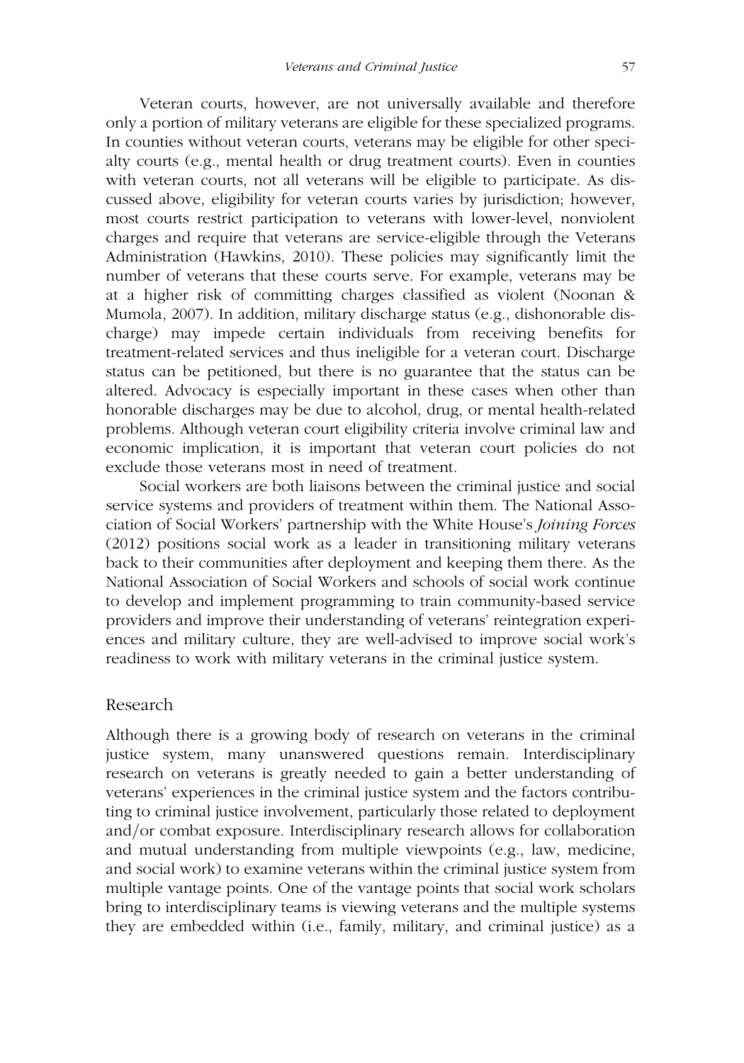Veteran courts, however, are not universally available and therefore only a portion of military veterans are eligible for these specialized programs. In counties without veteran courts, veterans may be eligible for other specialty courts (e.g., mental health or drug treatment courts). Even in counties with veteran courts, not all veterans will be eligible to participate. As discussed above, eligibility for veteran courts varies by jurisdiction; however, most courts restrict participation to veterans with lower-level, nonviolent charges and require that veterans are service-eligible through the Veterans Administration (Hawkins, 2010). These policies may significantly limit the number of veterans that these courts serve. For example, veterans may be at a higher risk of committing charges classified as violent (Noonan & Mumola, 2007). In addition, military discharge status (e.g., dishonorable discharge) may impede certain individuals from receiving benefits for treatment-related services and thus ineligible for a veteran court. Discharge status can be petitioned, but there is no guarantee that the status can be altered. Advocacy is especially important in these cases when other than honorable discharges may be due to alcohol, drug, or mental health-related problems. Although veteran court eligibility criteria involve criminal law and economic implication, it is important that veteran court policies do not exclude those veterans most in need of treatment.

Social workers are both liaisons between the criminal justice and social service systems and providers of treatment within them. The National Association of Social Workers' partnership with the White House's *Joining Forces* (2012) positions social work as a leader in transitioning military veterans back to their communities after deployment and keeping them there. As the National Association of Social Workers and schools of social work continue to develop and implement programming to train community-based service providers and improve their understanding of veterans' reintegration experiences and military culture, they are well-advised to improve social work's readiness to work with military veterans in the criminal justice system.

## Research

Although there is a growing body of research on veterans in the criminal justice system, many unanswered questions remain. Interdisciplinary research on veterans is greatly needed to gain a better understanding of veterans' experiences in the criminal justice system and the factors contributing to criminal justice involvement, particularly those related to deployment and/or combat exposure. Interdisciplinary research allows for collaboration and mutual understanding from multiple viewpoints (e.g., law, medicine, and social work) to examine veterans within the criminal justice system from multiple vantage points. One of the vantage points that social work scholars bring to interdisciplinary teams is viewing veterans and the multiple systems they are embedded within (i.e., family, military, and criminal justice) as a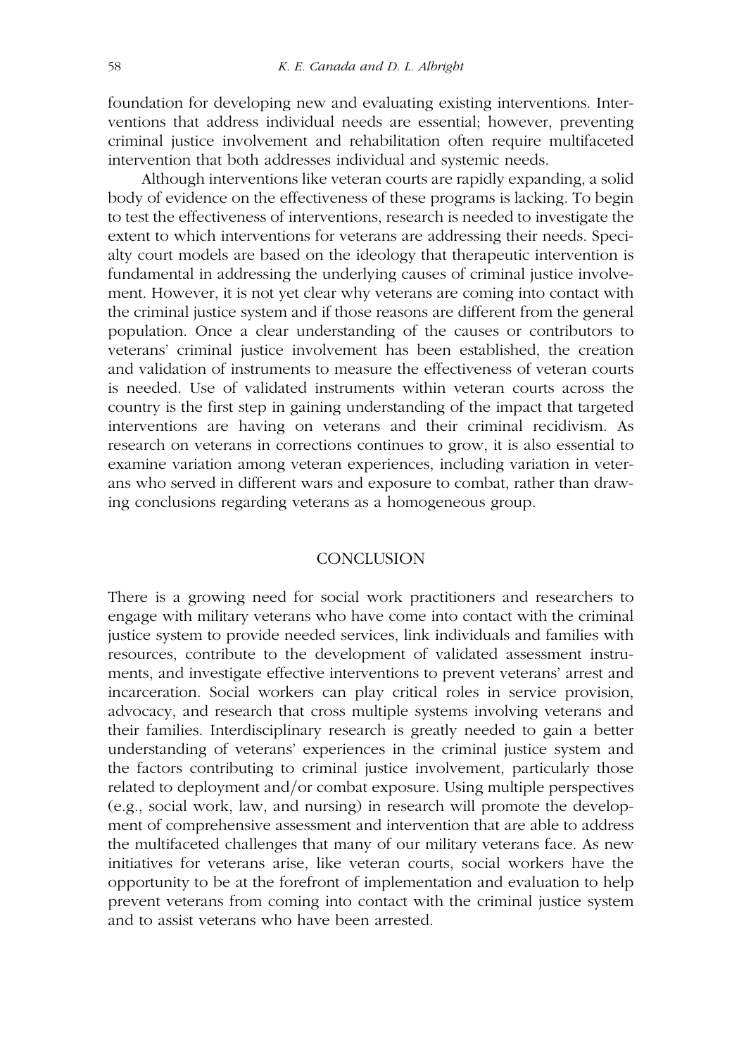foundation for developing new and evaluating existing interventions. Interventions that address individual needs are essential; however, preventing criminal justice involvement and rehabilitation often require multifaceted intervention that both addresses individual and systemic needs.

Although interventions like veteran courts are rapidly expanding, a solid body of evidence on the effectiveness of these programs is lacking. To begin to test the effectiveness of interventions, research is needed to investigate the extent to which interventions for veterans are addressing their needs. Specialty court models are based on the ideology that therapeutic intervention is fundamental in addressing the underlying causes of criminal justice involvement. However, it is not yet clear why veterans are coming into contact with the criminal justice system and if those reasons are different from the general population. Once a clear understanding of the causes or contributors to veterans' criminal justice involvement has been established, the creation and validation of instruments to measure the effectiveness of veteran courts is needed. Use of validated instruments within veteran courts across the country is the first step in gaining understanding of the impact that targeted interventions are having on veterans and their criminal recidivism. As research on veterans in corrections continues to grow, it is also essential to examine variation among veteran experiences, including variation in veterans who served in different wars and exposure to combat, rather than drawing conclusions regarding veterans as a homogeneous group.

## CONCLUSION

There is a growing need for social work practitioners and researchers to engage with military veterans who have come into contact with the criminal justice system to provide needed services, link individuals and families with resources, contribute to the development of validated assessment instruments, and investigate effective interventions to prevent veterans' arrest and incarceration. Social workers can play critical roles in service provision, advocacy, and research that cross multiple systems involving veterans and their families. Interdisciplinary research is greatly needed to gain a better understanding of veterans' experiences in the criminal justice system and the factors contributing to criminal justice involvement, particularly those related to deployment and/or combat exposure. Using multiple perspectives (e.g., social work, law, and nursing) in research will promote the development of comprehensive assessment and intervention that are able to address the multifaceted challenges that many of our military veterans face. As new initiatives for veterans arise, like veteran courts, social workers have the opportunity to be at the forefront of implementation and evaluation to help prevent veterans from coming into contact with the criminal justice system and to assist veterans who have been arrested.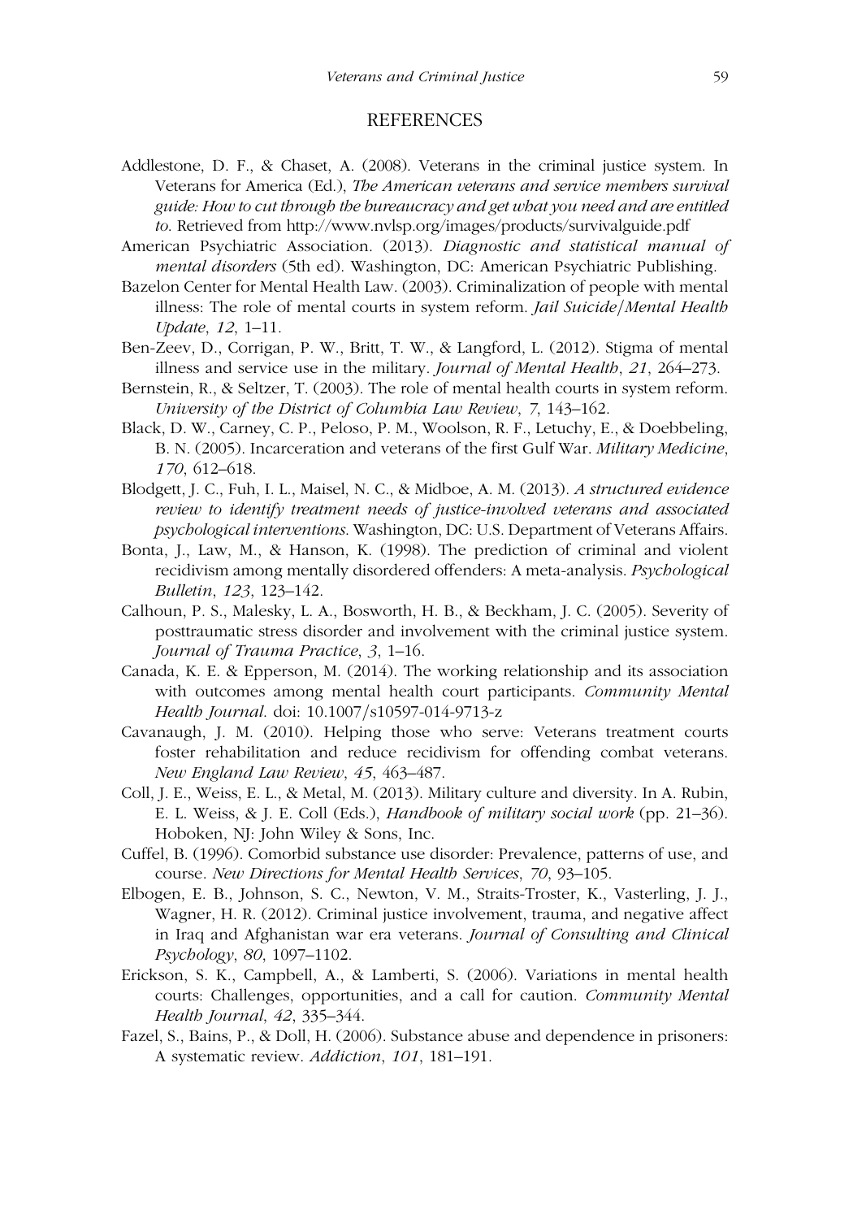## REFERENCES

Addlestone, D. F., & Chaset, A. (2008). Veterans in the criminal justice system. In Veterans for America (Ed.), *The American veterans and service members survival guide: How to cut through the bureaucracy and get what you need and are entitled to*. Retrieved from http://www.nvlsp.org/images/products/survivalguide.pdf

American Psychiatric Association. (2013). *Diagnostic and statistical manual of mental disorders* (5th ed). Washington, DC: American Psychiatric Publishing.

Bazelon Center for Mental Health Law. (2003). Criminalization of people with mental illness: The role of mental courts in system reform. *Jail Suicide/Mental Health Update*, *12*, 1–11.

Ben-Zeev, D., Corrigan, P. W., Britt, T. W., & Langford, L. (2012). Stigma of mental illness and service use in the military. *Journal of Mental Health*, *21*, 264–273.

Bernstein, R., & Seltzer, T. (2003). The role of mental health courts in system reform. *University of the District of Columbia Law Review*, *7*, 143–162.

Black, D. W., Carney, C. P., Peloso, P. M., Woolson, R. F., Letuchy, E., & Doebbeling, B. N. (2005). Incarceration and veterans of the first Gulf War. *Military Medicine*, *170*, 612–618.

Blodgett, J. C., Fuh, I. L., Maisel, N. C., & Midboe, A. M. (2013). *A structured evidence review to identify treatment needs of justice-involved veterans and associated psychological interventions*. Washington, DC: U.S. Department of Veterans Affairs.

Bonta, J., Law, M., & Hanson, K. (1998). The prediction of criminal and violent recidivism among mentally disordered offenders: A meta-analysis. *Psychological Bulletin*, *123*, 123–142.

Calhoun, P. S., Malesky, L. A., Bosworth, H. B., & Beckham, J. C. (2005). Severity of posttraumatic stress disorder and involvement with the criminal justice system. *Journal of Trauma Practice*, *3*, 1–16.

Canada, K. E. & Epperson, M. (2014). The working relationship and its association with outcomes among mental health court participants. *Community Mental Health Journal*. doi: 10.1007/s10597-014-9713-z

Cavanaugh, J. M. (2010). Helping those who serve: Veterans treatment courts foster rehabilitation and reduce recidivism for offending combat veterans. *New England Law Review*, *45*, 463–487.

Coll, J. E., Weiss, E. L., & Metal, M. (2013). Military culture and diversity. In A. Rubin, E. L. Weiss, & J. E. Coll (Eds.), *Handbook of military social work* (pp. 21–36). Hoboken, NJ: John Wiley & Sons, Inc.

Cuffel, B. (1996). Comorbid substance use disorder: Prevalence, patterns of use, and course. *New Directions for Mental Health Services*, *70*, 93–105.

Elbogen, E. B., Johnson, S. C., Newton, V. M., Straits-Troster, K., Vasterling, J. J., Wagner, H. R. (2012). Criminal justice involvement, trauma, and negative affect in Iraq and Afghanistan war era veterans. *Journal of Consulting and Clinical Psychology*, *80*, 1097–1102.

Erickson, S. K., Campbell, A., & Lamberti, S. (2006). Variations in mental health courts: Challenges, opportunities, and a call for caution. *Community Mental Health Journal*, *42*, 335–344.

Fazel, S., Bains, P., & Doll, H. (2006). Substance abuse and dependence in prisoners: A systematic review. *Addiction*, *101*, 181–191.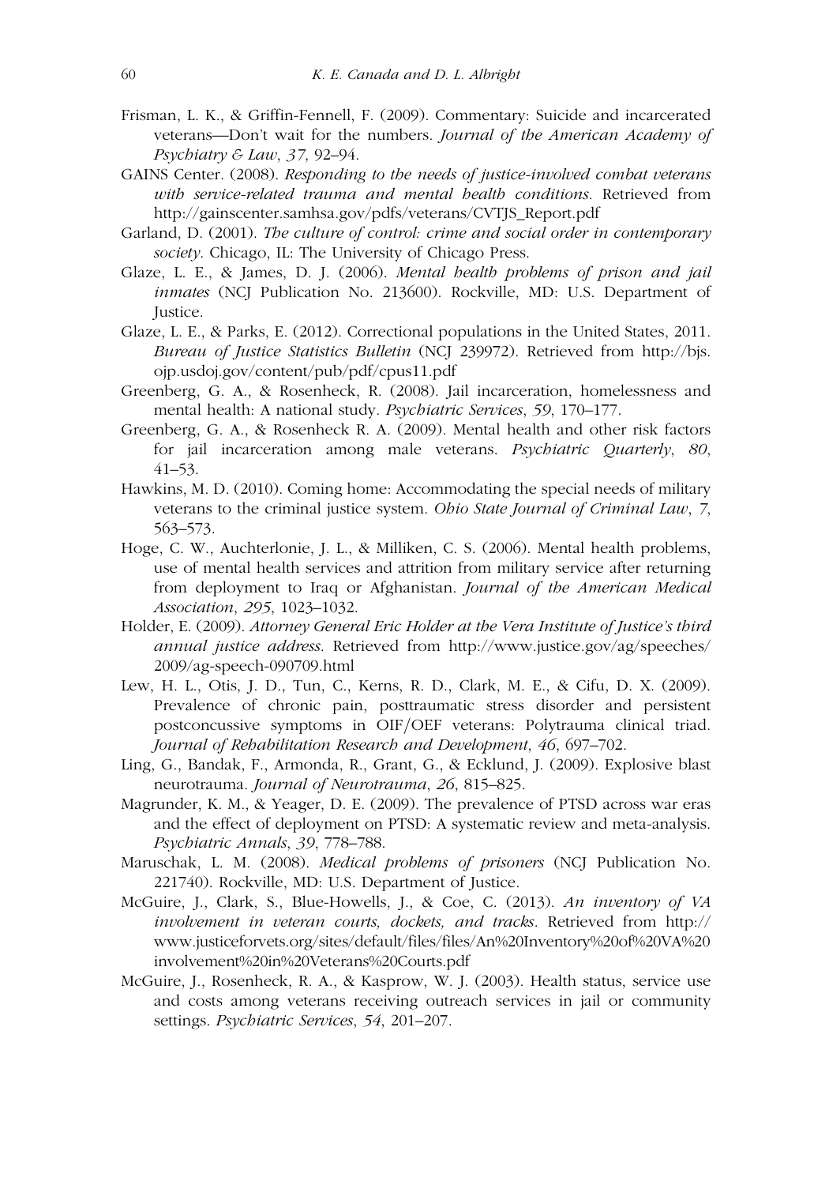Frisman, L. K., & Griffin-Fennell, F. (2009). Commentary: Suicide and incarcerated veterans—Don't wait for the numbers. *Journal of the American Academy of Psychiatry & Law*, *37*, 92–94.

GAINS Center. (2008). *Responding to the needs of justice-involved combat veterans with service-related trauma and mental health conditions*. Retrieved from http://gainscenter.samhsa.gov/pdfs/veterans/CVTJS_Report.pdf

Garland, D. (2001). *The culture of control: crime and social order in contemporary society*. Chicago, IL: The University of Chicago Press.

Glaze, L. E., & James, D. J. (2006). *Mental health problems of prison and jail inmates* (NCJ Publication No. 213600). Rockville, MD: U.S. Department of Justice.

Glaze, L. E., & Parks, E. (2012). Correctional populations in the United States, 2011. *Bureau of Justice Statistics Bulletin* (NCJ 239972). Retrieved from http://bjs.ojp.usdoj.gov/content/pub/pdf/cpus11.pdf

Greenberg, G. A., & Rosenheck, R. (2008). Jail incarceration, homelessness and mental health: A national study. *Psychiatric Services*, *59*, 170–177.

Greenberg, G. A., & Rosenheck R. A. (2009). Mental health and other risk factors for jail incarceration among male veterans. *Psychiatric Quarterly*, *80*, 41–53.

Hawkins, M. D. (2010). Coming home: Accommodating the special needs of military veterans to the criminal justice system. *Ohio State Journal of Criminal Law*, *7*, 563–573.

Hoge, C. W., Auchterlonie, J. L., & Milliken, C. S. (2006). Mental health problems, use of mental health services and attrition from military service after returning from deployment to Iraq or Afghanistan. *Journal of the American Medical Association*, *295*, 1023–1032.

Holder, E. (2009). *Attorney General Eric Holder at the Vera Institute of Justice's third annual justice address*. Retrieved from http://www.justice.gov/ag/speeches/2009/ag-speech-090709.html

Lew, H. L., Otis, J. D., Tun, C., Kerns, R. D., Clark, M. E., & Cifu, D. X. (2009). Prevalence of chronic pain, posttraumatic stress disorder and persistent postconcussive symptoms in OIF/OEF veterans: Polytrauma clinical triad. *Journal of Rehabilitation Research and Development*, *46*, 697–702.

Ling, G., Bandak, F., Armonda, R., Grant, G., & Ecklund, J. (2009). Explosive blast neurotrauma. *Journal of Neurotrauma*, *26*, 815–825.

Magrunder, K. M., & Yeager, D. E. (2009). The prevalence of PTSD across war eras and the effect of deployment on PTSD: A systematic review and meta-analysis. *Psychiatric Annals*, *39*, 778–788.

Maruschak, L. M. (2008). *Medical problems of prisoners* (NCJ Publication No. 221740). Rockville, MD: U.S. Department of Justice.

McGuire, J., Clark, S., Blue-Howells, J., & Coe, C. (2013). *An inventory of VA involvement in veteran courts, dockets, and tracks*. Retrieved from http://www.justiceforvets.org/sites/default/files/files/An%20Inventory%20of%20VA%20involvement%20in%20Veterans%20Courts.pdf

McGuire, J., Rosenheck, R. A., & Kasprow, W. J. (2003). Health status, service use and costs among veterans receiving outreach services in jail or community settings. *Psychiatric Services*, *54*, 201–207.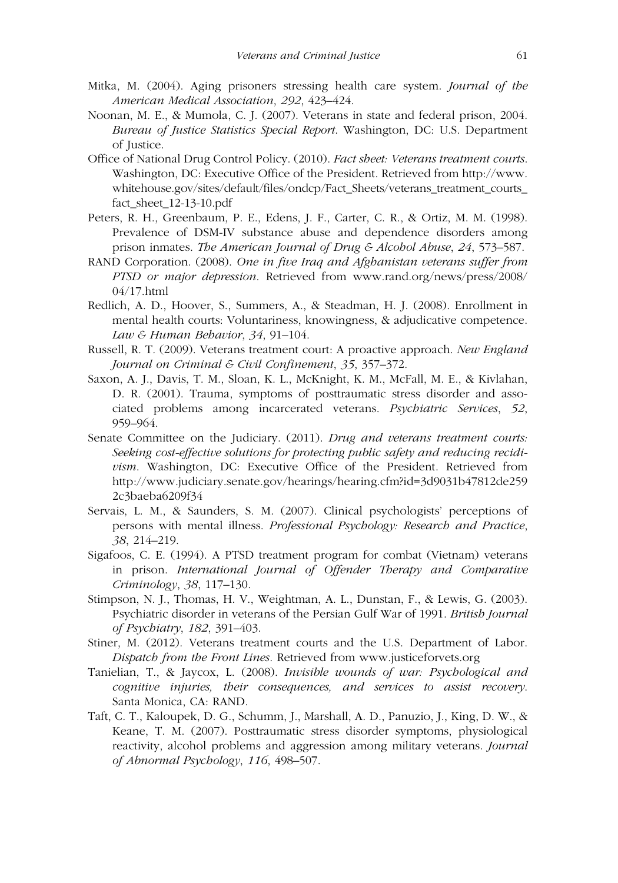Mitka, M. (2004). Aging prisoners stressing health care system. *Journal of the American Medical Association*, *292*, 423–424.

Noonan, M. E., & Mumola, C. J. (2007). Veterans in state and federal prison, 2004. *Bureau of Justice Statistics Special Report*. Washington, DC: U.S. Department of Justice.

Office of National Drug Control Policy. (2010). *Fact sheet: Veterans treatment courts*. Washington, DC: Executive Office of the President. Retrieved from http://www.whitehouse.gov/sites/default/files/ondcp/Fact_Sheets/veterans_treatment_courts_fact_sheet_12-13-10.pdf

Peters, R. H., Greenbaum, P. E., Edens, J. F., Carter, C. R., & Ortiz, M. M. (1998). Prevalence of DSM-IV substance abuse and dependence disorders among prison inmates. *The American Journal of Drug & Alcohol Abuse*, *24*, 573–587.

RAND Corporation. (2008). *One in five Iraq and Afghanistan veterans suffer from PTSD or major depression*. Retrieved from www.rand.org/news/press/2008/04/17.html

Redlich, A. D., Hoover, S., Summers, A., & Steadman, H. J. (2008). Enrollment in mental health courts: Voluntariness, knowingness, & adjudicative competence. *Law & Human Behavior*, *34*, 91–104.

Russell, R. T. (2009). Veterans treatment court: A proactive approach. *New England Journal on Criminal & Civil Confinement*, *35*, 357–372.

Saxon, A. J., Davis, T. M., Sloan, K. L., McKnight, K. M., McFall, M. E., & Kivlahan, D. R. (2001). Trauma, symptoms of posttraumatic stress disorder and associated problems among incarcerated veterans. *Psychiatric Services*, *52*, 959–964.

Senate Committee on the Judiciary. (2011). *Drug and veterans treatment courts: Seeking cost-effective solutions for protecting public safety and reducing recidivism*. Washington, DC: Executive Office of the President. Retrieved from http://www.judiciary.senate.gov/hearings/hearing.cfm?id=3d9031b47812de2592c3baeba6209f34

Servais, L. M., & Saunders, S. M. (2007). Clinical psychologists' perceptions of persons with mental illness. *Professional Psychology: Research and Practice*, *38*, 214–219.

Sigafoos, C. E. (1994). A PTSD treatment program for combat (Vietnam) veterans in prison. *International Journal of Offender Therapy and Comparative Criminology*, *38*, 117–130.

Stimpson, N. J., Thomas, H. V., Weightman, A. L., Dunstan, F., & Lewis, G. (2003). Psychiatric disorder in veterans of the Persian Gulf War of 1991. *British Journal of Psychiatry*, *182*, 391–403.

Stiner, M. (2012). Veterans treatment courts and the U.S. Department of Labor. *Dispatch from the Front Lines*. Retrieved from www.justiceforvets.org

Tanielian, T., & Jaycox, L. (2008). *Invisible wounds of war: Psychological and cognitive injuries, their consequences, and services to assist recovery*. Santa Monica, CA: RAND.

Taft, C. T., Kaloupek, D. G., Schumm, J., Marshall, A. D., Panuzio, J., King, D. W., & Keane, T. M. (2007). Posttraumatic stress disorder symptoms, physiological reactivity, alcohol problems and aggression among military veterans. *Journal of Abnormal Psychology*, *116*, 498–507.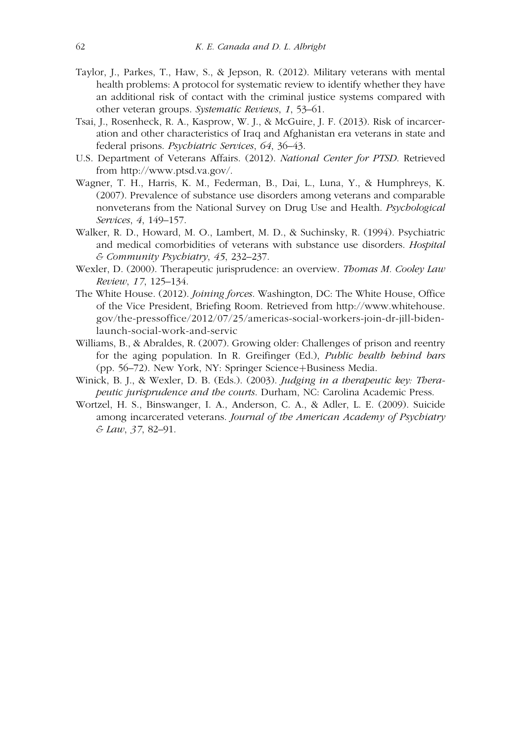Taylor, J., Parkes, T., Haw, S., & Jepson, R. (2012). Military veterans with mental health problems: A protocol for systematic review to identify whether they have an additional risk of contact with the criminal justice systems compared with other veteran groups. *Systematic Reviews*, *1*, 53–61.

Tsai, J., Rosenheck, R. A., Kasprow, W. J., & McGuire, J. F. (2013). Risk of incarceration and other characteristics of Iraq and Afghanistan era veterans in state and federal prisons. *Psychiatric Services*, *64*, 36–43.

U.S. Department of Veterans Affairs. (2012). *National Center for PTSD*. Retrieved from http://www.ptsd.va.gov/.

Wagner, T. H., Harris, K. M., Federman, B., Dai, L., Luna, Y., & Humphreys, K. (2007). Prevalence of substance use disorders among veterans and comparable nonveterans from the National Survey on Drug Use and Health. *Psychological Services*, *4*, 149–157.

Walker, R. D., Howard, M. O., Lambert, M. D., & Suchinsky, R. (1994). Psychiatric and medical comorbidities of veterans with substance use disorders. *Hospital & Community Psychiatry*, *45*, 232–237.

Wexler, D. (2000). Therapeutic jurisprudence: an overview. *Thomas M. Cooley Law Review*, *17*, 125–134.

The White House. (2012). *Joining forces*. Washington, DC: The White House, Office of the Vice President, Briefing Room. Retrieved from http://www.whitehouse.gov/the-pressoffice/2012/07/25/americas-social-workers-join-dr-jill-biden-launch-social-work-and-servic

Williams, B., & Abraldes, R. (2007). Growing older: Challenges of prison and reentry for the aging population. In R. Greifinger (Ed.), *Public health behind bars* (pp. 56–72). New York, NY: Springer Science+Business Media.

Winick, B. J., & Wexler, D. B. (Eds.). (2003). *Judging in a therapeutic key: Therapeutic jurisprudence and the courts*. Durham, NC: Carolina Academic Press.

Wortzel, H. S., Binswanger, I. A., Anderson, C. A., & Adler, L. E. (2009). Suicide among incarcerated veterans. *Journal of the American Academy of Psychiatry & Law*, *37*, 82–91.